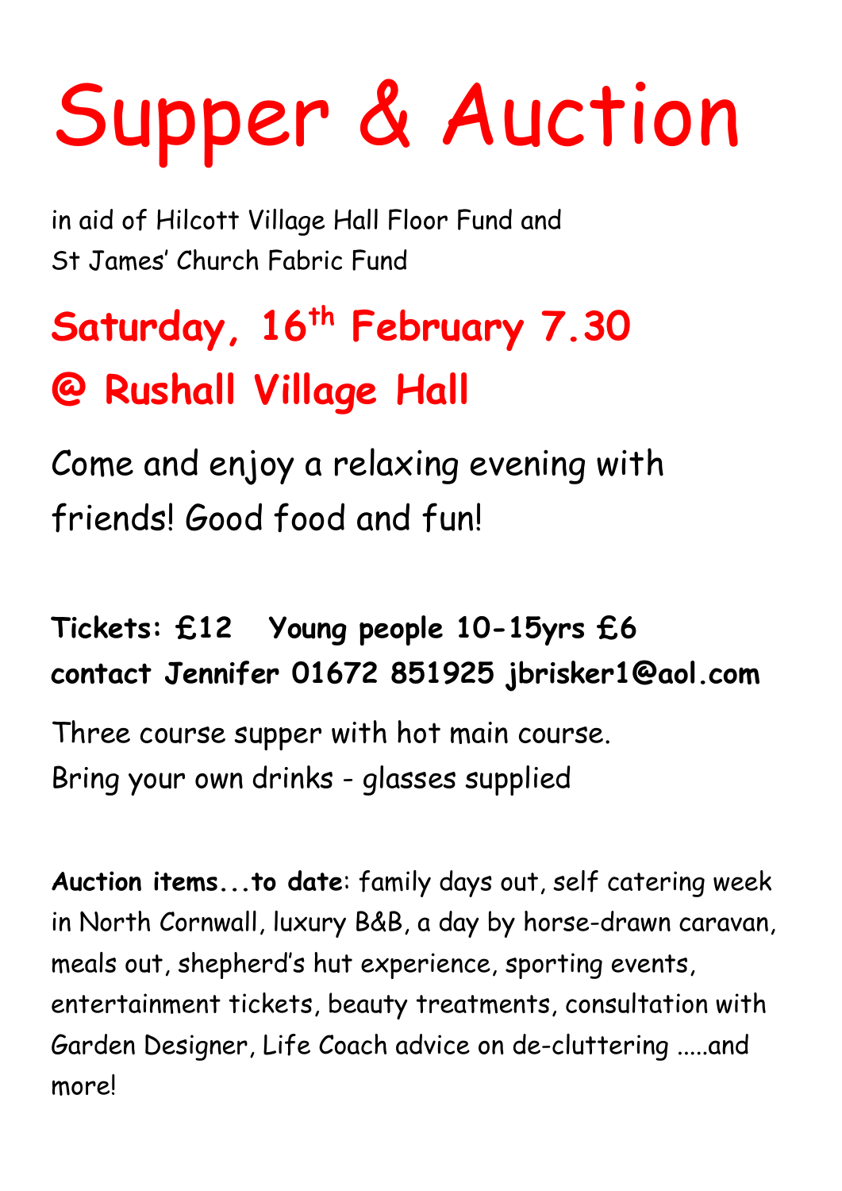# Supper & Auction

in aid of Hilcott Village Hall Floor Fund and
St James' Church Fabric Fund

## Saturday, 16th February 7.30
## @ Rushall Village Hall

Come and enjoy a relaxing evening with friends! Good food and fun!

**Tickets: £12   Young people 10-15yrs £6**
**contact Jennifer 01672 851925 jbrisker1@aol.com**

Three course supper with hot main course.
Bring your own drinks - glasses supplied

**Auction items...to date**: family days out, self catering week in North Cornwall, luxury B&B, a day by horse-drawn caravan, meals out, shepherd's hut experience, sporting events, entertainment tickets, beauty treatments, consultation with Garden Designer, Life Coach advice on de-cluttering .....and more!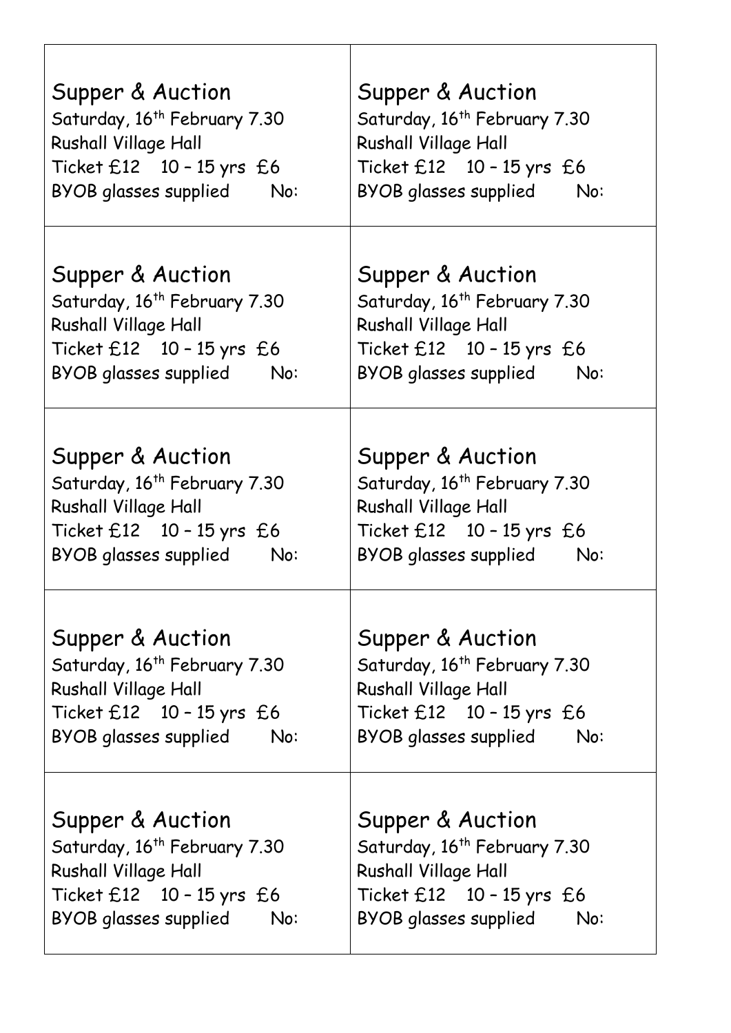Supper & Auction
Saturday, 16th February 7.30
Rushall Village Hall
Ticket £12 10 – 15 yrs £6
BYOB glasses supplied No:

Supper & Auction
Saturday, 16th February 7.30
Rushall Village Hall
Ticket £12 10 – 15 yrs £6
BYOB glasses supplied No:

Supper & Auction
Saturday, 16th February 7.30
Rushall Village Hall
Ticket £12 10 – 15 yrs £6
BYOB glasses supplied No:

Supper & Auction
Saturday, 16th February 7.30
Rushall Village Hall
Ticket £12 10 – 15 yrs £6
BYOB glasses supplied No:

Supper & Auction
Saturday, 16th February 7.30
Rushall Village Hall
Ticket £12 10 – 15 yrs £6
BYOB glasses supplied No:

Supper & Auction
Saturday, 16th February 7.30
Rushall Village Hall
Ticket £12 10 – 15 yrs £6
BYOB glasses supplied No:

Supper & Auction
Saturday, 16th February 7.30
Rushall Village Hall
Ticket £12 10 – 15 yrs £6
BYOB glasses supplied No:

Supper & Auction
Saturday, 16th February 7.30
Rushall Village Hall
Ticket £12 10 – 15 yrs £6
BYOB glasses supplied No:

Supper & Auction
Saturday, 16th February 7.30
Rushall Village Hall
Ticket £12 10 – 15 yrs £6
BYOB glasses supplied No:

Supper & Auction
Saturday, 16th February 7.30
Rushall Village Hall
Ticket £12 10 – 15 yrs £6
BYOB glasses supplied No: